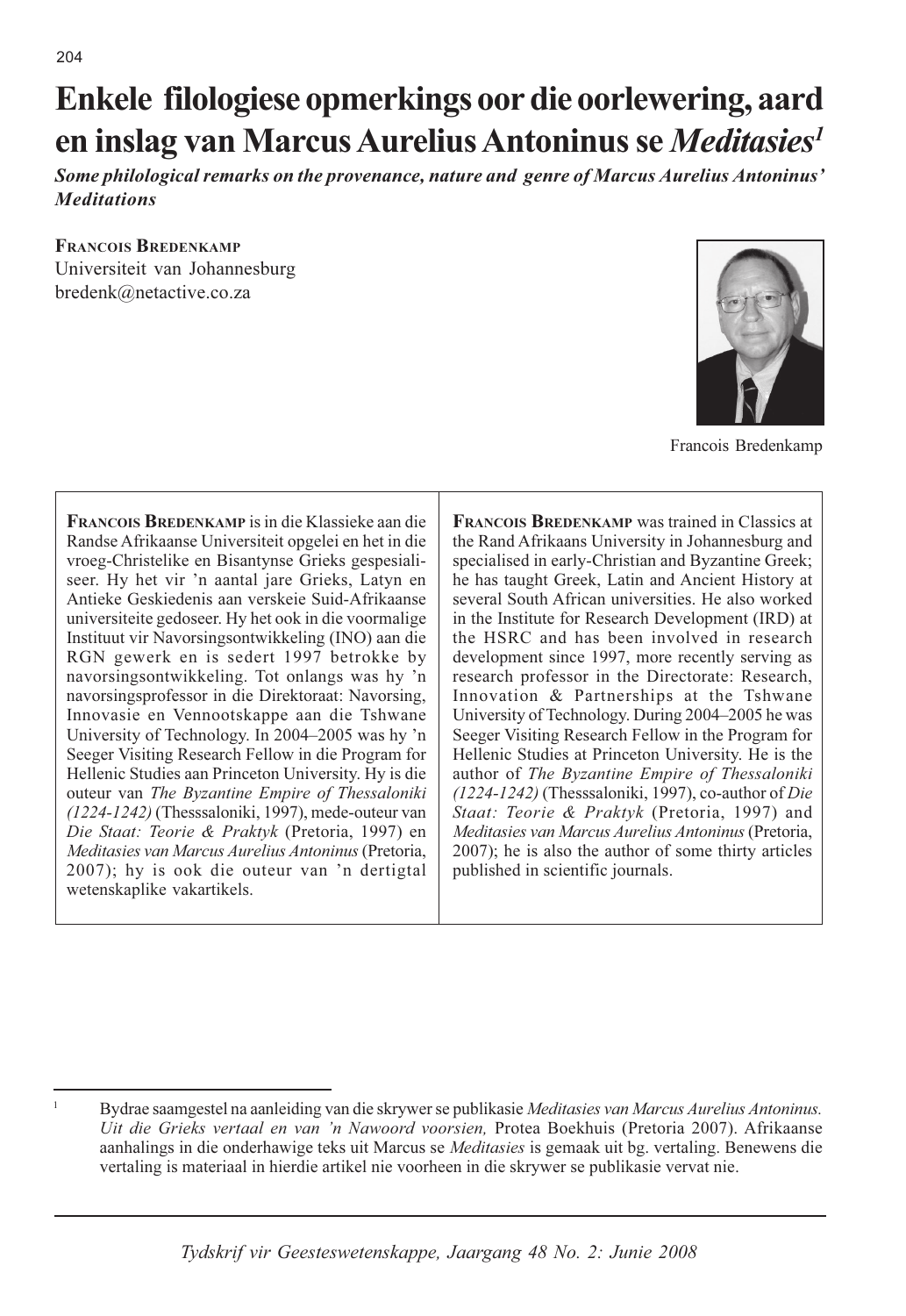# Enkele filologiese opmerkings oor die oorlewering, aard en inslag van Marcus Aurelius Antoninus se *Meditasies*[1]

***Some philological remarks on the provenance, nature and genre of Marcus Aurelius Antoninus' Meditations***

**Francois Bredenkamp**
Universiteit van Johannesburg
bredenk@netactive.co.za

Francois Bredenkamp

**Francois Bredenkamp** is in die Klassieke aan die Randse Afrikaanse Universiteit opgelei en het in die vroeg-Christelike en Bisantynse Grieks gespesialiseer. Hy het vir 'n aantal jare Grieks, Latyn en Antieke Geskiedenis aan verskeie Suid-Afrikaanse universiteite gedoseer. Hy het ook in die voormalige Instituut vir Navorsingsontwikkeling (INO) aan die RGN gewerk en is sedert 1997 betrokke by navorsingsontwikkeling. Tot onlangs was hy 'n navorsingsprofessor in die Direktoraat: Navorsing, Innovasie en Vennootskappe aan die Tshwane University of Technology. In 2004–2005 was hy 'n Seeger Visiting Research Fellow in die Program for Hellenic Studies aan Princeton University. Hy is die outeur van *The Byzantine Empire of Thessaloniki (1224-1242)* (Thesssaloniki, 1997), mede-outeur van *Die Staat: Teorie & Praktyk* (Pretoria, 1997) en *Meditasies van Marcus Aurelius Antoninus* (Pretoria, 2007); hy is ook die outeur van 'n dertigtal wetenskaplike vakartikels.

**Francois Bredenkamp** was trained in Classics at the Rand Afrikaans University in Johannesburg and specialised in early-Christian and Byzantine Greek; he has taught Greek, Latin and Ancient History at several South African universities. He also worked in the Institute for Research Development (IRD) at the HSRC and has been involved in research development since 1997, more recently serving as research professor in the Directorate: Research, Innovation & Partnerships at the Tshwane University of Technology. During 2004–2005 he was Seeger Visiting Research Fellow in the Program for Hellenic Studies at Princeton University. He is the author of *The Byzantine Empire of Thessaloniki (1224-1242)* (Thesssaloniki, 1997), co-author of *Die Staat: Teorie & Praktyk* (Pretoria, 1997) and *Meditasies van Marcus Aurelius Antoninus* (Pretoria, 2007); he is also the author of some thirty articles published in scientific journals.

---

[1] Bydrae saamgestel na aanleiding van die skrywer se publikasie *Meditasies van Marcus Aurelius Antoninus. Uit die Grieks vertaal en van 'n Nawoord voorsien,* Protea Boekhuis (Pretoria 2007). Afrikaanse aanhalings in die onderhawige teks uit Marcus se *Meditasies* is gemaak uit bg. vertaling. Benewens die vertaling is materiaal in hierdie artikel nie voorheen in die skrywer se publikasie vervat nie.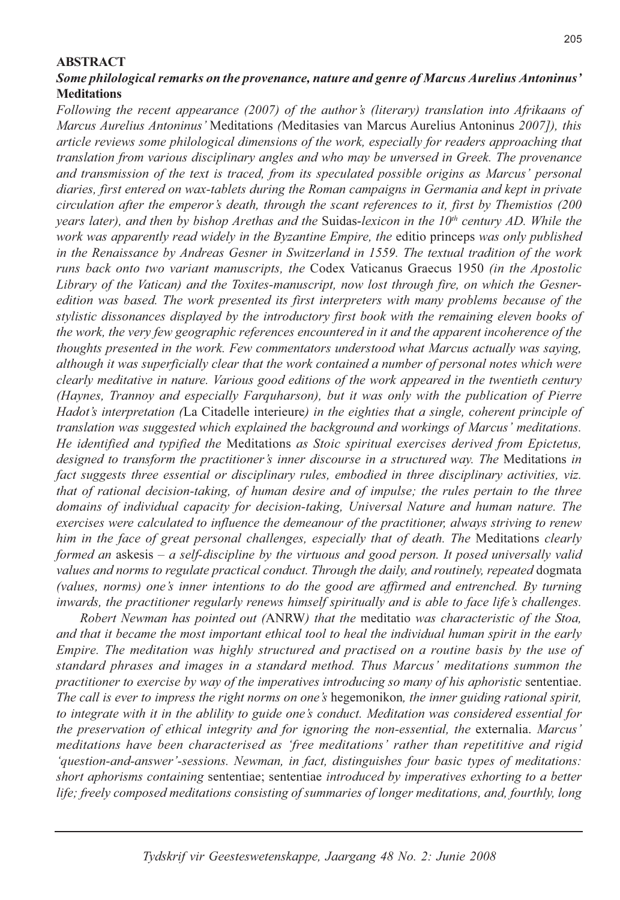**ABSTRACT**

***Some philological remarks on the provenance, nature and genre of Marcus Aurelius Antoninus'* Meditations**

*Following the recent appearance (2007) of the author's (literary) translation into Afrikaans of Marcus Aurelius Antoninus'* Meditations *(*Meditasies van Marcus Aurelius Antoninus *2007]), this article reviews some philological dimensions of the work, especially for readers approaching that translation from various disciplinary angles and who may be unversed in Greek. The provenance and transmission of the text is traced, from its speculated possible origins as Marcus' personal diaries, first entered on wax-tablets during the Roman campaigns in Germania and kept in private circulation after the emperor's death, through the scant references to it, first by Themistios (200 years later), and then by bishop Arethas and the* Suidas-*lexicon in the 10th century AD. While the work was apparently read widely in the Byzantine Empire, the* editio princeps *was only published in the Renaissance by Andreas Gesner in Switzerland in 1559. The textual tradition of the work runs back onto two variant manuscripts, the* Codex Vaticanus Graecus 1950 *(in the Apostolic Library of the Vatican) and the Toxites-manuscript, now lost through fire, on which the Gesner-edition was based. The work presented its first interpreters with many problems because of the stylistic dissonances displayed by the introductory first book with the remaining eleven books of the work, the very few geographic references encountered in it and the apparent incoherence of the thoughts presented in the work. Few commentators understood what Marcus actually was saying, although it was superficially clear that the work contained a number of personal notes which were clearly meditative in nature. Various good editions of the work appeared in the twentieth century (Haynes, Trannoy and especially Farquharson), but it was only with the publication of Pierre Hadot's interpretation (*La Citadelle interieure*) in the eighties that a single, coherent principle of translation was suggested which explained the background and workings of Marcus' meditations. He identified and typified the* Meditations *as Stoic spiritual exercises derived from Epictetus, designed to transform the practitioner's inner discourse in a structured way. The* Meditations *in fact suggests three essential or disciplinary rules, embodied in three disciplinary activities, viz. that of rational decision-taking, of human desire and of impulse; the rules pertain to the three domains of individual capacity for decision-taking, Universal Nature and human nature. The exercises were calculated to influence the demeanour of the practitioner, always striving to renew him in the face of great personal challenges, especially that of death. The* Meditations *clearly formed an* askesis *– a self-discipline by the virtuous and good person. It posed universally valid values and norms to regulate practical conduct. Through the daily, and routinely, repeated* dogmata *(values, norms) one's inner intentions to do the good are affirmed and entrenched. By turning inwards, the practitioner regularly renews himself spiritually and is able to face life's challenges.*

*Robert Newman has pointed out (*ANRW*) that the* meditatio *was characteristic of the Stoa, and that it became the most important ethical tool to heal the individual human spirit in the early Empire. The meditation was highly structured and practised on a routine basis by the use of standard phrases and images in a standard method. Thus Marcus' meditations summon the practitioner to exercise by way of the imperatives introducing so many of his aphoristic* sententiae. *The call is ever to impress the right norms on one's* hegemonikon*, the inner guiding rational spirit, to integrate with it in the ablility to guide one's conduct. Meditation was considered essential for the preservation of ethical integrity and for ignoring the non-essential, the* externalia. *Marcus' meditations have been characterised as 'free meditations' rather than repetititive and rigid 'question-and-answer'-sessions. Newman, in fact, distinguishes four basic types of meditations: short aphorisms containing* sententiae; sententiae *introduced by imperatives exhorting to a better life; freely composed meditations consisting of summaries of longer meditations, and, fourthly, long*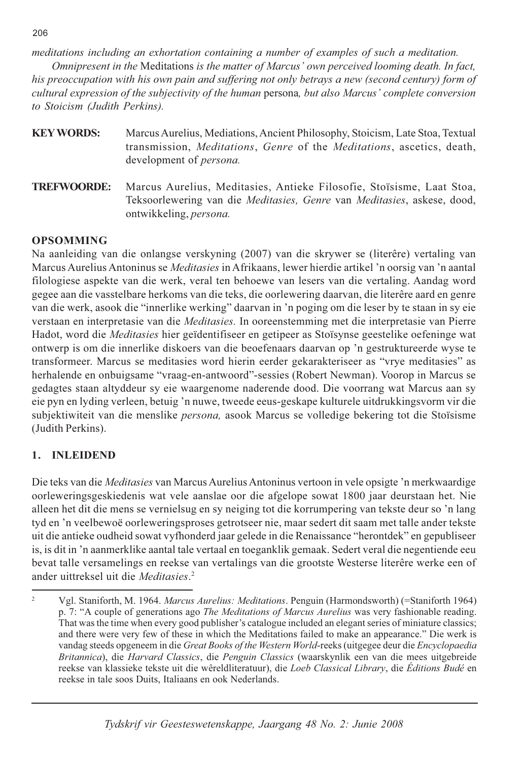*meditations including an exhortation containing a number of examples of such a meditation.*

*Omnipresent in the* Meditations *is the matter of Marcus' own perceived looming death. In fact, his preoccupation with his own pain and suffering not only betrays a new (second century) form of cultural expression of the subjectivity of the human* persona*, but also Marcus' complete conversion to Stoicism (Judith Perkins).*

**KEY WORDS:** Marcus Aurelius, Mediations, Ancient Philosophy, Stoicism, Late Stoa, Textual transmission, *Meditations*, *Genre* of the *Meditations*, ascetics, death, development of *persona.*

**TREFWOORDE:** Marcus Aurelius, Meditasies, Antieke Filosofie, Stoïsisme, Laat Stoa, Teksoorlewering van die *Meditasies, Genre* van *Meditasies*, askese, dood, ontwikkeling, *persona.*

**OPSOMMING**

Na aanleiding van die onlangse verskyning (2007) van die skrywer se (literêre) vertaling van Marcus Aurelius Antoninus se *Meditasies* in Afrikaans, lewer hierdie artikel 'n oorsig van 'n aantal filologiese aspekte van die werk, veral ten behoewe van lesers van die vertaling. Aandag word gegee aan die vasstelbare herkoms van die teks, die oorlewering daarvan, die literêre aard en genre van die werk, asook die "innerlike werking" daarvan in 'n poging om die leser by te staan in sy eie verstaan en interpretasie van die *Meditasies.* In ooreenstemming met die interpretasie van Pierre Hadot, word die *Meditasies* hier geïdentifiseer en getipeer as Stoïsynse geestelike oefeninge wat ontwerp is om die innerlike diskoers van die beoefenaars daarvan op 'n gestruktureerde wyse te transformeer. Marcus se meditasies word hierin eerder gekarakteriseer as "vrye meditasies" as herhalende en onbuigsame "vraag-en-antwoord"-sessies (Robert Newman). Voorop in Marcus se gedagtes staan altyddeur sy eie waargenome naderende dood. Die voorrang wat Marcus aan sy eie pyn en lyding verleen, betuig 'n nuwe, tweede eeus-geskape kulturele uitdrukkingsvorm vir die subjektiwiteit van die menslike *persona,* asook Marcus se volledige bekering tot die Stoïsisme (Judith Perkins).

## 1. INLEIDEND

Die teks van die *Meditasies* van Marcus Aurelius Antoninus vertoon in vele opsigte 'n merkwaardige oorleweringsgeskiedenis wat vele aanslae oor die afgelope sowat 1800 jaar deurstaan het. Nie alleen het dit die mens se vernielsug en sy neiging tot die korrumpering van tekste deur so 'n lang tyd en 'n veelbewoë oorleweringsproses getrotseer nie, maar sedert dit saam met talle ander tekste uit die antieke oudheid sowat vyfhonderd jaar gelede in die Renaissance "herontdek" en gepubliseer is, is dit in 'n aanmerklike aantal tale vertaal en toeganklik gemaak. Sedert veral die negentiende eeu bevat talle versamelings en reekse van vertalings van die grootste Westerse literêre werke een of ander uittreksel uit die *Meditasies*.[2]

---

[2] Vgl. Staniforth, M. 1964. *Marcus Aurelius: Meditations*. Penguin (Harmondsworth) (=Staniforth 1964) p. 7: "A couple of generations ago *The Meditations of Marcus Aurelius* was very fashionable reading. That was the time when every good publisher's catalogue included an elegant series of miniature classics; and there were very few of these in which the Meditations failed to make an appearance." Die werk is vandag steeds opgeneem in die *Great Books of the Western World*-reeks (uitgegee deur die *Encyclopaedia Britannica*), die *Harvard Classics*, die *Penguin Classics* (waarskynlik een van die mees uitgebreide reekse van klassieke tekste uit die wêreldliteratuur), die *Loeb Classical Library*, die *Éditions Budé* en reekse in tale soos Duits, Italiaans en ook Nederlands.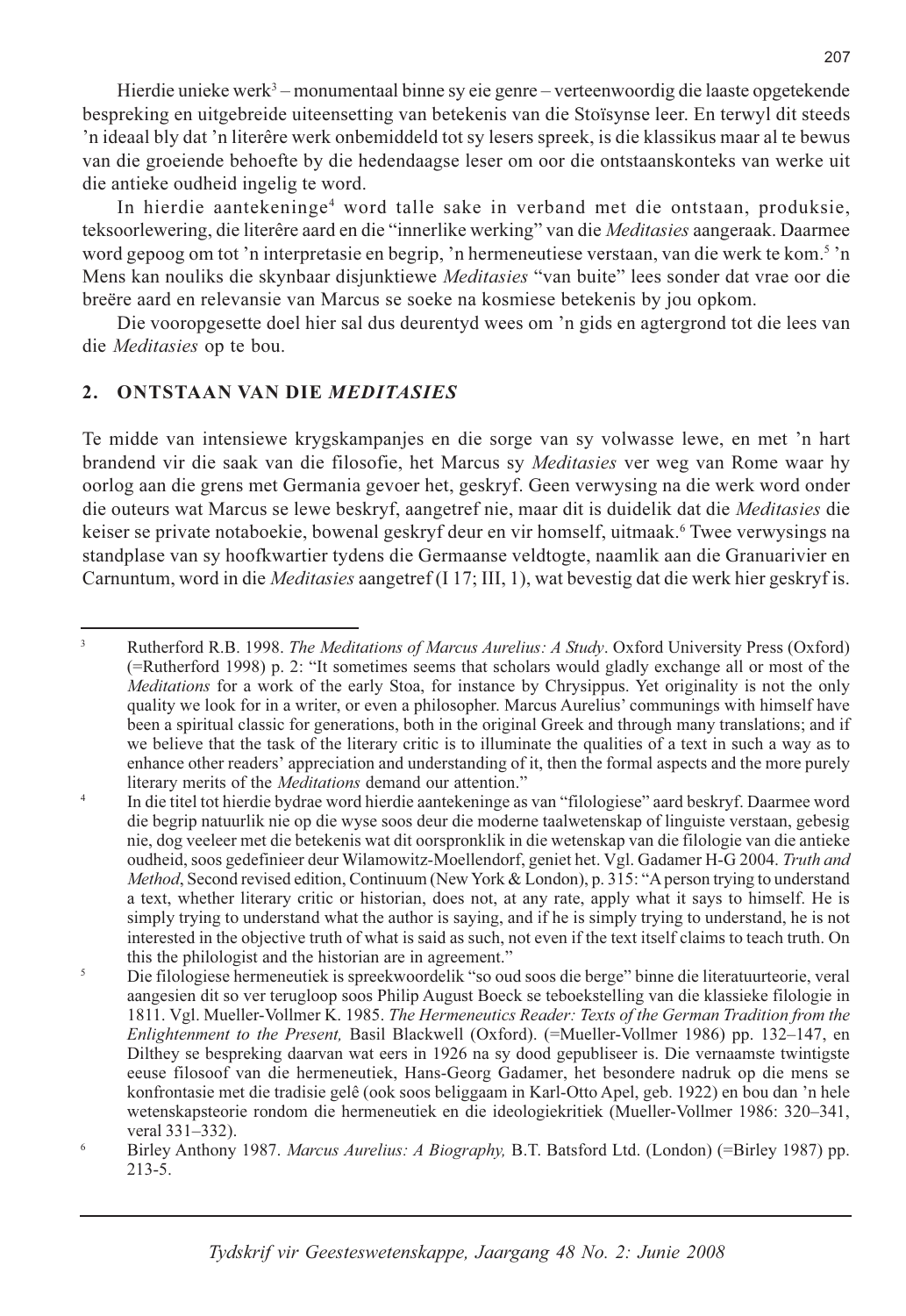Hierdie unieke werk[3] – monumentaal binne sy eie genre – verteenwoordig die laaste opgetekende bespreking en uitgebreide uiteensetting van betekenis van die Stoïsynse leer. En terwyl dit steeds 'n ideaal bly dat 'n literêre werk onbemiddeld tot sy lesers spreek, is die klassikus maar al te bewus van die groeiende behoefte by die hedendaagse leser om oor die ontstaanskonteks van werke uit die antieke oudheid ingelig te word.

In hierdie aantekeninge[4] word talle sake in verband met die ontstaan, produksie, teksoorlewering, die literêre aard en die "innerlike werking" van die *Meditasies* aangeraak. Daarmee word gepoog om tot 'n interpretasie en begrip, 'n hermeneutiese verstaan, van die werk te kom.[5] 'n Mens kan nouliks die skynbaar disjunktiewe *Meditasies* "van buite" lees sonder dat vrae oor die breëre aard en relevansie van Marcus se soeke na kosmiese betekenis by jou opkom.

Die vooropgesette doel hier sal dus deurentyd wees om 'n gids en agtergrond tot die lees van die *Meditasies* op te bou.

## 2. ONTSTAAN VAN DIE *MEDITASIES*

Te midde van intensiewe krygskampanjes en die sorge van sy volwasse lewe, en met 'n hart brandend vir die saak van die filosofie, het Marcus sy *Meditasies* ver weg van Rome waar hy oorlog aan die grens met Germania gevoer het, geskryf. Geen verwysing na die werk word onder die outeurs wat Marcus se lewe beskryf, aangetref nie, maar dit is duidelik dat die *Meditasies* die keiser se private notaboekie, bowenal geskryf deur en vir homself, uitmaak.[6] Twee verwysings na standplase van sy hoofkwartier tydens die Germaanse veldtogte, naamlik aan die Granuarivier en Carnuntum, word in die *Meditasies* aangetref (I 17; III, 1), wat bevestig dat die werk hier geskryf is.

---

[3] Rutherford R.B. 1998. *The Meditations of Marcus Aurelius: A Study*. Oxford University Press (Oxford) (=Rutherford 1998) p. 2: "It sometimes seems that scholars would gladly exchange all or most of the *Meditations* for a work of the early Stoa, for instance by Chrysippus. Yet originality is not the only quality we look for in a writer, or even a philosopher. Marcus Aurelius' communings with himself have been a spiritual classic for generations, both in the original Greek and through many translations; and if we believe that the task of the literary critic is to illuminate the qualities of a text in such a way as to enhance other readers' appreciation and understanding of it, then the formal aspects and the more purely literary merits of the *Meditations* demand our attention."

[4] In die titel tot hierdie bydrae word hierdie aantekeninge as van "filologiese" aard beskryf. Daarmee word die begrip natuurlik nie op die wyse soos deur die moderne taalwetenskap of linguiste verstaan, gebesig nie, dog veeleer met die betekenis wat dit oorspronklik in die wetenskap van die filologie van die antieke oudheid, soos gedefinieer deur Wilamowitz-Moellendorf, geniet het. Vgl. Gadamer H-G 2004. *Truth and Method*, Second revised edition, Continuum (New York & London), p. 315: "A person trying to understand a text, whether literary critic or historian, does not, at any rate, apply what it says to himself. He is simply trying to understand what the author is saying, and if he is simply trying to understand, he is not interested in the objective truth of what is said as such, not even if the text itself claims to teach truth. On this the philologist and the historian are in agreement."

[5] Die filologiese hermeneutiek is spreekwoordelik "so oud soos die berge" binne die literatuurteorie, veral aangesien dit so ver terugloop soos Philip August Boeck se teboekstelling van die klassieke filologie in 1811. Vgl. Mueller-Vollmer K. 1985. *The Hermeneutics Reader: Texts of the German Tradition from the Enlightenment to the Present,* Basil Blackwell (Oxford). (=Mueller-Vollmer 1986) pp. 132–147, en Dilthey se bespreking daarvan wat eers in 1926 na sy dood gepubliseer is. Die vernaamste twintigste eeuse filosoof van die hermeneutiek, Hans-Georg Gadamer, het besondere nadruk op die mens se konfrontasie met die tradisie gelê (ook soos beliggaam in Karl-Otto Apel, geb. 1922) en bou dan 'n hele wetenskapsteorie rondom die hermeneutiek en die ideologiekritiek (Mueller-Vollmer 1986: 320–341, veral 331–332).

[6] Birley Anthony 1987. *Marcus Aurelius: A Biography,* B.T. Batsford Ltd. (London) (=Birley 1987) pp. 213-5.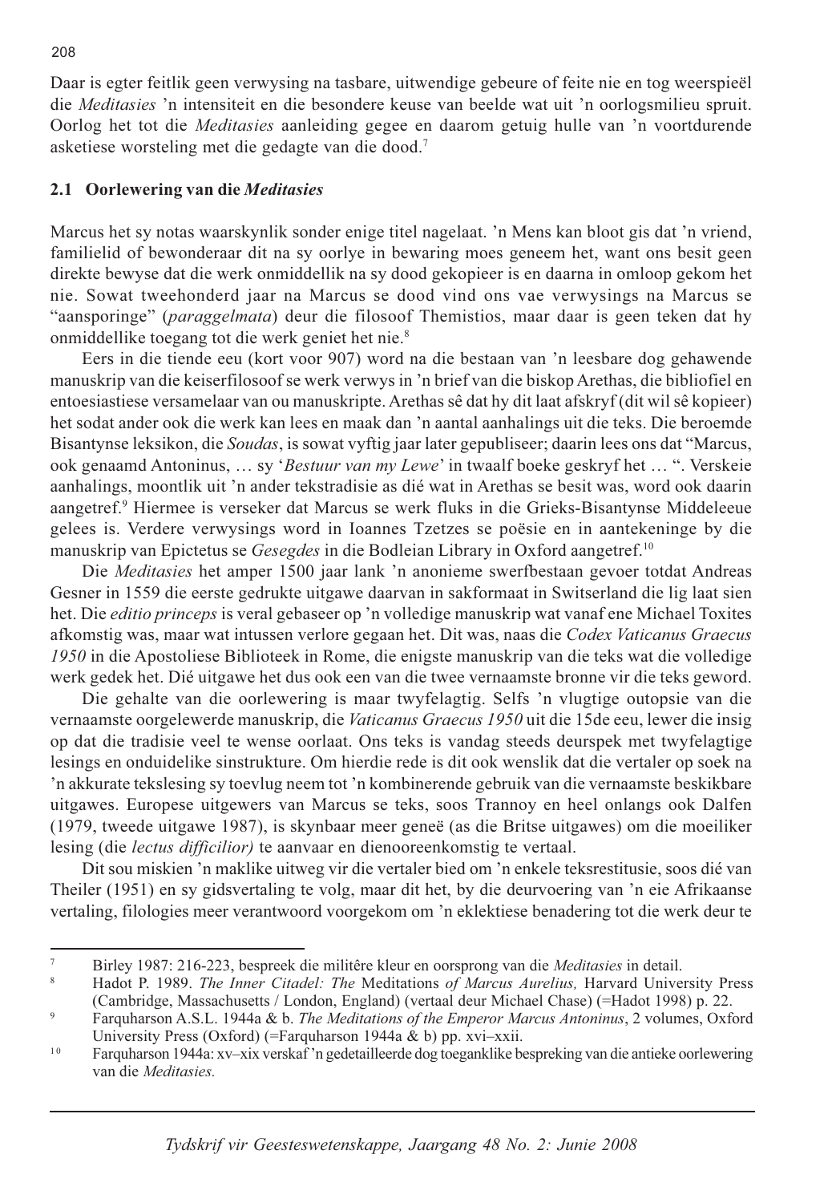Daar is egter feitlik geen verwysing na tasbare, uitwendige gebeure of feite nie en tog weerspieël die *Meditasies* 'n intensiteit en die besondere keuse van beelde wat uit 'n oorlogsmilieu spruit. Oorlog het tot die *Meditasies* aanleiding gegee en daarom getuig hulle van 'n voortdurende asketiese worsteling met die gedagte van die dood.[7]

### 2.1 Oorlewering van die *Meditasies*

Marcus het sy notas waarskynlik sonder enige titel nagelaat. 'n Mens kan bloot gis dat 'n vriend, familielid of bewonderaar dit na sy oorlye in bewaring moes geneem het, want ons besit geen direkte bewyse dat die werk onmiddellik na sy dood gekopieer is en daarna in omloop gekom het nie. Sowat tweehonderd jaar na Marcus se dood vind ons vae verwysings na Marcus se "aansporinge" (*paraggelmata*) deur die filosoof Themistios, maar daar is geen teken dat hy onmiddellike toegang tot die werk geniet het nie.[8]

Eers in die tiende eeu (kort voor 907) word na die bestaan van 'n leesbare dog gehawende manuskrip van die keiserfilosoof se werk verwys in 'n brief van die biskop Arethas, die bibliofiel en entoesiastiese versamelaar van ou manuskripte. Arethas sê dat hy dit laat afskryf (dit wil sê kopieer) het sodat ander ook die werk kan lees en maak dan 'n aantal aanhalings uit die teks. Die beroemde Bisantynse leksikon, die *Soudas*, is sowat vyftig jaar later gepubliseer; daarin lees ons dat "Marcus, ook genaamd Antoninus, … sy '*Bestuur van my Lewe*' in twaalf boeke geskryf het … ". Verskeie aanhalings, moontlik uit 'n ander tekstradisie as dié wat in Arethas se besit was, word ook daarin aangetref.[9] Hiermee is verseker dat Marcus se werk fluks in die Grieks-Bisantynse Middeleeue gelees is. Verdere verwysings word in Ioannes Tzetzes se poësie en in aantekeninge by die manuskrip van Epictetus se *Gesegdes* in die Bodleian Library in Oxford aangetref.[10]

Die *Meditasies* het amper 1500 jaar lank 'n anonieme swerfbestaan gevoer totdat Andreas Gesner in 1559 die eerste gedrukte uitgawe daarvan in sakformaat in Switserland die lig laat sien het. Die *editio princeps* is veral gebaseer op 'n volledige manuskrip wat vanaf ene Michael Toxites afkomstig was, maar wat intussen verlore gegaan het. Dit was, naas die *Codex Vaticanus Graecus 1950* in die Apostoliese Biblioteek in Rome, die enigste manuskrip van die teks wat die volledige werk gedek het. Dié uitgawe het dus ook een van die twee vernaamste bronne vir die teks geword.

Die gehalte van die oorlewering is maar twyfelagtig. Selfs 'n vlugtige outopsie van die vernaamste oorgelewerde manuskrip, die *Vaticanus Graecus 1950* uit die 15de eeu, lewer die insig op dat die tradisie veel te wense oorlaat. Ons teks is vandag steeds deurspek met twyfelagtige lesings en onduidelike sinstrukture. Om hierdie rede is dit ook wenslik dat die vertaler op soek na 'n akkurate tekslesing sy toevlug neem tot 'n kombinerende gebruik van die vernaamste beskikbare uitgawes. Europese uitgewers van Marcus se teks, soos Trannoy en heel onlangs ook Dalfen (1979, tweede uitgawe 1987), is skynbaar meer geneë (as die Britse uitgawes) om die moeiliker lesing (die *lectus difficilior)* te aanvaar en dienooreenkomstig te vertaal.

Dit sou miskien 'n maklike uitweg vir die vertaler bied om 'n enkele teksrestitusie, soos dié van Theiler (1951) en sy gidsvertaling te volg, maar dit het, by die deurvoering van 'n eie Afrikaanse vertaling, filologies meer verantwoord voorgekom om 'n eklektiese benadering tot die werk deur te

---

[7] Birley 1987: 216-223, bespreek die militêre kleur en oorsprong van die *Meditasies* in detail.

[8] Hadot P. 1989. *The Inner Citadel: The* Meditations *of Marcus Aurelius,* Harvard University Press (Cambridge, Massachusetts / London, England) (vertaal deur Michael Chase) (=Hadot 1998) p. 22.

[9] Farquharson A.S.L. 1944a & b. *The Meditations of the Emperor Marcus Antoninus*, 2 volumes, Oxford University Press (Oxford) (=Farquharson 1944a & b) pp. xvi–xxii.

[10] Farquharson 1944a: xv–xix verskaf 'n gedetailleerde dog toeganklike bespreking van die antieke oorlewering van die *Meditasies.*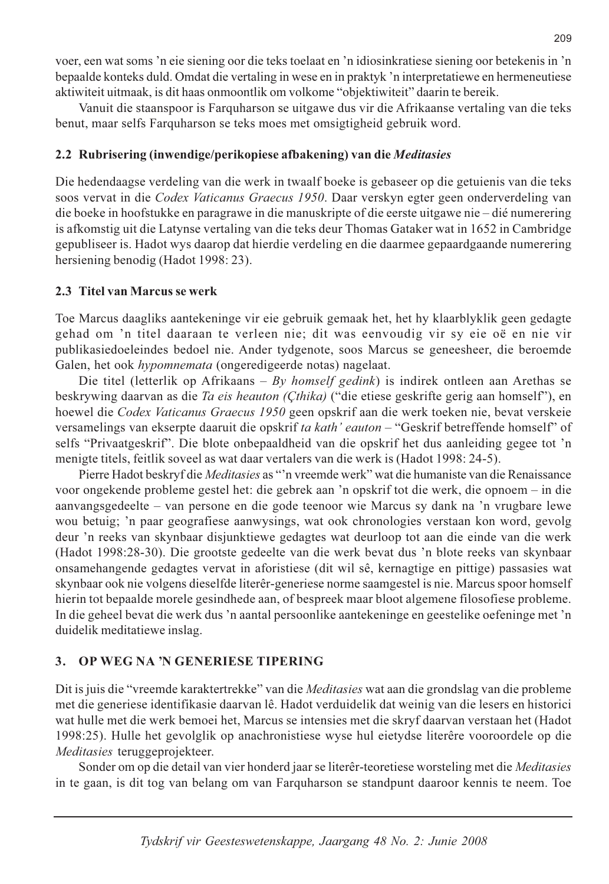voer, een wat soms 'n eie siening oor die teks toelaat en 'n idiosinkratiese siening oor betekenis in 'n bepaalde konteks duld. Omdat die vertaling in wese en in praktyk 'n interpretatiewe en hermeneutiese aktiwiteit uitmaak, is dit haas onmoontlik om volkome "objektiwiteit" daarin te bereik.

Vanuit die staanspoor is Farquharson se uitgawe dus vir die Afrikaanse vertaling van die teks benut, maar selfs Farquharson se teks moes met omsigtigheid gebruik word.

### 2.2 Rubrisering (inwendige/perikopiese afbakening) van die *Meditasies*

Die hedendaagse verdeling van die werk in twaalf boeke is gebaseer op die getuienis van die teks soos vervat in die *Codex Vaticanus Graecus 1950*. Daar verskyn egter geen onderverdeling van die boeke in hoofstukke en paragrawe in die manuskripte of die eerste uitgawe nie – dié numerering is afkomstig uit die Latynse vertaling van die teks deur Thomas Gataker wat in 1652 in Cambridge gepubliseer is. Hadot wys daarop dat hierdie verdeling en die daarmee gepaardgaande numerering hersiening benodig (Hadot 1998: 23).

### 2.3 Titel van Marcus se werk

Toe Marcus daagliks aantekeninge vir eie gebruik gemaak het, het hy klaarblyklik geen gedagte gehad om 'n titel daaraan te verleen nie; dit was eenvoudig vir sy eie oë en nie vir publikasiedoeleindes bedoel nie. Ander tydgenote, soos Marcus se geneesheer, die beroemde Galen, het ook *hypomnemata* (ongeredigeerde notas) nagelaat.

Die titel (letterlik op Afrikaans – *By homself gedink*) is indirek ontleen aan Arethas se beskrywing daarvan as die *Ta eis heauton (Çthika)* ("die etiese geskrifte gerig aan homself"), en hoewel die *Codex Vaticanus Graecus 1950* geen opskrif aan die werk toeken nie, bevat verskeie versamelings van ekserpte daaruit die opskrif *ta kath' eauton* – "Geskrif betreffende homself" of selfs "Privaatgeskrif". Die blote onbepaaldheid van die opskrif het dus aanleiding gegee tot 'n menigte titels, feitlik soveel as wat daar vertalers van die werk is (Hadot 1998: 24-5).

Pierre Hadot beskryf die *Meditasies* as "'n vreemde werk" wat die humaniste van die Renaissance voor ongekende probleme gestel het: die gebrek aan 'n opskrif tot die werk, die opnoem – in die aanvangsgedeelte – van persone en die gode teenoor wie Marcus sy dank na 'n vrugbare lewe wou betuig; 'n paar geografiese aanwysings, wat ook chronologies verstaan kon word, gevolg deur 'n reeks van skynbaar disjunktiewe gedagtes wat deurloop tot aan die einde van die werk (Hadot 1998:28-30). Die grootste gedeelte van die werk bevat dus 'n blote reeks van skynbaar onsamehangende gedagtes vervat in aforistiese (dit wil sê, kernagtige en pittige) passasies wat skynbaar ook nie volgens dieselfde literêr-generiese norme saamgestel is nie. Marcus spoor homself hierin tot bepaalde morele gesindhede aan, of bespreek maar bloot algemene filosofiese probleme. In die geheel bevat die werk dus 'n aantal persoonlike aantekeninge en geestelike oefeninge met 'n duidelik meditatiewe inslag.

## 3. OP WEG NA 'N GENERIESE TIPERING

Dit is juis die "vreemde karaktertrekke" van die *Meditasies* wat aan die grondslag van die probleme met die generiese identifikasie daarvan lê. Hadot verduidelik dat weinig van die lesers en historici wat hulle met die werk bemoei het, Marcus se intensies met die skryf daarvan verstaan het (Hadot 1998:25). Hulle het gevolglik op anachronistiese wyse hul eietydse literêre vooroordele op die *Meditasies* teruggeprojekteer.

Sonder om op die detail van vier honderd jaar se literêr-teoretiese worsteling met die *Meditasies* in te gaan, is dit tog van belang om van Farquharson se standpunt daaroor kennis te neem. Toe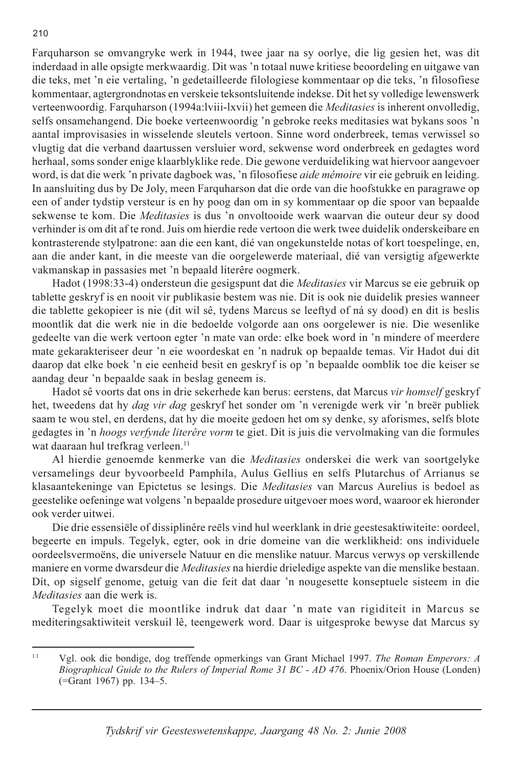Farquharson se omvangryke werk in 1944, twee jaar na sy oorlye, die lig gesien het, was dit inderdaad in alle opsigte merkwaardig. Dit was 'n totaal nuwe kritiese beoordeling en uitgawe van die teks, met 'n eie vertaling, 'n gedetailleerde filologiese kommentaar op die teks, 'n filosofiese kommentaar, agtergrondnotas en verskeie teksontsluitende indekse. Dit het sy volledige lewenswerk verteenwoordig. Farquharson (1994a:lviii-lxvii) het gemeen die *Meditasies* is inherent onvolledig, selfs onsamehangend. Die boeke verteenwoordig 'n gebroke reeks meditasies wat bykans soos 'n aantal improvisasies in wisselende sleutels vertoon. Sinne word onderbreek, temas verwissel so vlugtig dat die verband daartussen versluier word, sekwense word onderbreek en gedagtes word herhaal, soms sonder enige klaarblyklike rede. Die gewone verduideliking wat hiervoor aangevoer word, is dat die werk 'n private dagboek was, 'n filosofiese *aide mémoire* vir eie gebruik en leiding. In aansluiting dus by De Joly, meen Farquharson dat die orde van die hoofstukke en paragrawe op een of ander tydstip versteur is en hy poog dan om in sy kommentaar op die spoor van bepaalde sekwense te kom. Die *Meditasies* is dus 'n onvoltooide werk waarvan die outeur deur sy dood verhinder is om dit af te rond. Juis om hierdie rede vertoon die werk twee duidelik onderskeibare en kontrasterende stylpatrone: aan die een kant, dié van ongekunstelde notas of kort toespelinge, en, aan die ander kant, in die meeste van die oorgelewerde materiaal, dié van versigtig afgewerkte vakmanskap in passasies met 'n bepaald literêre oogmerk.

Hadot (1998:33-4) ondersteun die gesigspunt dat die *Meditasies* vir Marcus se eie gebruik op tablette geskryf is en nooit vir publikasie bestem was nie. Dit is ook nie duidelik presies wanneer die tablette gekopieer is nie (dit wil sê, tydens Marcus se leeftyd of ná sy dood) en dit is beslis moontlik dat die werk nie in die bedoelde volgorde aan ons oorgelewer is nie. Die wesenlike gedeelte van die werk vertoon egter 'n mate van orde: elke boek word in 'n mindere of meerdere mate gekarakteriseer deur 'n eie woordeskat en 'n nadruk op bepaalde temas. Vir Hadot dui dit daarop dat elke boek 'n eie eenheid besit en geskryf is op 'n bepaalde oomblik toe die keiser se aandag deur 'n bepaalde saak in beslag geneem is.

Hadot sê voorts dat ons in drie sekerhede kan berus: eerstens, dat Marcus *vir homself* geskryf het, tweedens dat hy *dag vir dag* geskryf het sonder om 'n verenigde werk vir 'n breër publiek saam te wou stel, en derdens, dat hy die moeite gedoen het om sy denke, sy aforismes, selfs blote gedagtes in 'n *hoogs verfynde literêre vorm* te giet. Dit is juis die vervolmaking van die formules wat daaraan hul trefkrag verleen.[11]

Al hierdie genoemde kenmerke van die *Meditasies* onderskei die werk van soortgelyke versamelings deur byvoorbeeld Pamphila, Aulus Gellius en selfs Plutarchus of Arrianus se klasaantekeninge van Epictetus se lesings. Die *Meditasies* van Marcus Aurelius is bedoel as geestelike oefeninge wat volgens 'n bepaalde prosedure uitgevoer moes word, waaroor ek hieronder ook verder uitwei.

Die drie essensiële of dissiplinêre reëls vind hul weerklank in drie geestesaktiwiteite: oordeel, begeerte en impuls. Tegelyk, egter, ook in drie domeine van die werklikheid: ons individuele oordeelsvermoëns, die universele Natuur en die menslike natuur. Marcus verwys op verskillende maniere en vorme dwarsdeur die *Meditasies* na hierdie drieledige aspekte van die menslike bestaan. Dít, op sigself genome, getuig van die feit dat daar 'n nougesette konseptuele sisteem in die *Meditasies* aan die werk is.

Tegelyk moet die moontlike indruk dat daar 'n mate van rigiditeit in Marcus se mediteringsaktiwiteit verskuil lê, teengewerk word. Daar is uitgesproke bewyse dat Marcus sy

---

[11] Vgl. ook die bondige, dog treffende opmerkings van Grant Michael 1997. *The Roman Emperors: A Biographical Guide to the Rulers of Imperial Rome 31 BC - AD 476*. Phoenix/Orion House (Londen) (=Grant 1967) pp. 134–5.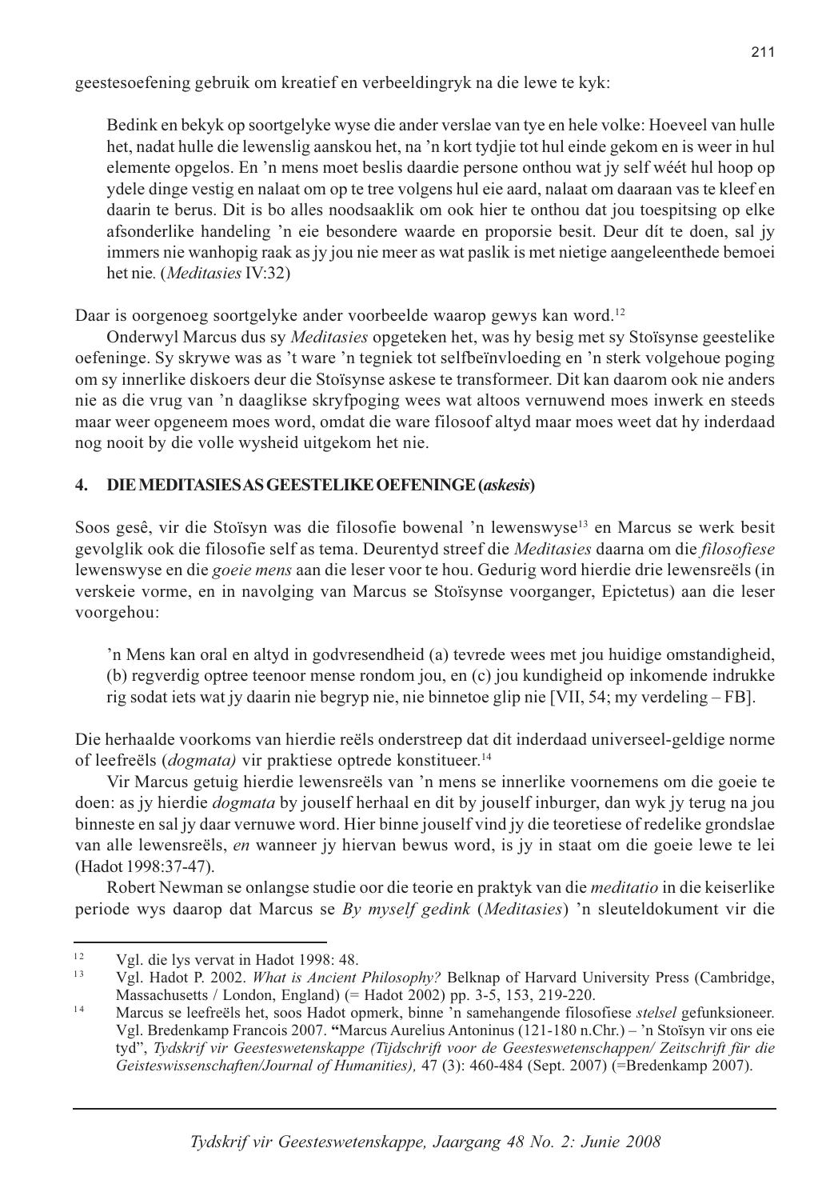geestesoefening gebruik om kreatief en verbeeldingryk na die lewe te kyk:

> Bedink en bekyk op soortgelyke wyse die ander verslae van tye en hele volke: Hoeveel van hulle het, nadat hulle die lewenslig aanskou het, na 'n kort tydjie tot hul einde gekom en is weer in hul elemente opgelos. En 'n mens moet beslis daardie persone onthou wat jy self wéét hul hoop op ydele dinge vestig en nalaat om op te tree volgens hul eie aard, nalaat om daaraan vas te kleef en daarin te berus. Dit is bo alles noodsaaklik om ook hier te onthou dat jou toespitsing op elke afsonderlike handeling 'n eie besondere waarde en proporsie besit. Deur dít te doen, sal jy immers nie wanhopig raak as jy jou nie meer as wat paslik is met nietige aangeleenthede bemoei het nie. (*Meditasies* IV:32)

Daar is oorgenoeg soortgelyke ander voorbeelde waarop gewys kan word.[12]

Onderwyl Marcus dus sy *Meditasies* opgeteken het, was hy besig met sy Stoïsynse geestelike oefeninge. Sy skrywe was as 't ware 'n tegniek tot selfbeïnvloeding en 'n sterk volgehoue poging om sy innerlike diskoers deur die Stoïsynse askese te transformeer. Dit kan daarom ook nie anders nie as die vrug van 'n daaglikse skryfpoging wees wat altoos vernuwend moes inwerk en steeds maar weer opgeneem moes word, omdat die ware filosoof altyd maar moes weet dat hy inderdaad nog nooit by die volle wysheid uitgekom het nie.

## 4. DIE MEDITASIES AS GEESTELIKE OEFENINGE (*askesis*)

Soos gesê, vir die Stoïsyn was die filosofie bowenal 'n lewenswyse[13] en Marcus se werk besit gevolglik ook die filosofie self as tema. Deurentyd streef die *Meditasies* daarna om die *filosofiese* lewenswyse en die *goeie mens* aan die leser voor te hou. Gedurig word hierdie drie lewensreëls (in verskeie vorme, en in navolging van Marcus se Stoïsynse voorganger, Epictetus) aan die leser voorgehou:

> 'n Mens kan oral en altyd in godvresendheid (a) tevrede wees met jou huidige omstandigheid, (b) regverdig optree teenoor mense rondom jou, en (c) jou kundigheid op inkomende indrukke rig sodat iets wat jy daarin nie begryp nie, nie binnetoe glip nie [VII, 54; my verdeling – FB].

Die herhaalde voorkoms van hierdie reëls onderstreep dat dit inderdaad universeel-geldige norme of leefreëls (*dogmata)* vir praktiese optrede konstitueer.[14]

Vir Marcus getuig hierdie lewensreëls van 'n mens se innerlike voornemens om die goeie te doen: as jy hierdie *dogmata* by jouself herhaal en dit by jouself inburger, dan wyk jy terug na jou binneste en sal jy daar vernuwe word. Hier binne jouself vind jy die teoretiese of redelike grondslae van alle lewensreëls, *en* wanneer jy hiervan bewus word, is jy in staat om die goeie lewe te lei (Hadot 1998:37-47).

Robert Newman se onlangse studie oor die teorie en praktyk van die *meditatio* in die keiserlike periode wys daarop dat Marcus se *By myself gedink* (*Meditasies*) 'n sleuteldokument vir die

---

[12] Vgl. die lys vervat in Hadot 1998: 48.

[13] Vgl. Hadot P. 2002. *What is Ancient Philosophy?* Belknap of Harvard University Press (Cambridge, Massachusetts / London, England) (= Hadot 2002) pp. 3-5, 153, 219-220.

[14] Marcus se leefreëls het, soos Hadot opmerk, binne 'n samehangende filosofiese *stelsel* gefunksioneer. Vgl. Bredenkamp Francois 2007. **"**Marcus Aurelius Antoninus (121-180 n.Chr.) – 'n Stoïsyn vir ons eie tyd", *Tydskrif vir Geesteswetenskappe (Tijdschrift voor de Geesteswetenschappen/ Zeitschrift für die Geisteswissenschaften/Journal of Humanities),* 47 (3): 460-484 (Sept. 2007) (=Bredenkamp 2007).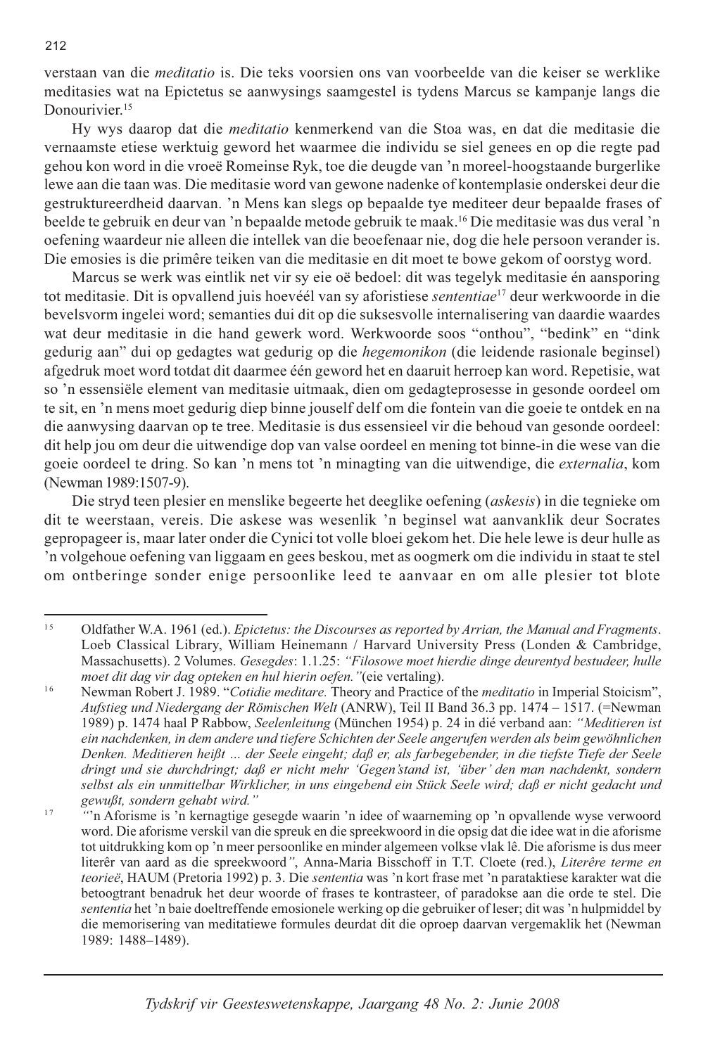verstaan van die *meditatio* is. Die teks voorsien ons van voorbeelde van die keiser se werklike meditasies wat na Epictetus se aanwysings saamgestel is tydens Marcus se kampanje langs die Donourivier.[15]

Hy wys daarop dat die *meditatio* kenmerkend van die Stoa was, en dat die meditasie die vernaamste etiese werktuig geword het waarmee die individu se siel genees en op die regte pad gehou kon word in die vroeë Romeinse Ryk, toe die deugde van 'n moreel-hoogstaande burgerlike lewe aan die taan was. Die meditasie word van gewone nadenke of kontemplasie onderskei deur die gestruktureerdheid daarvan. 'n Mens kan slegs op bepaalde tye mediteer deur bepaalde frases of beelde te gebruik en deur van 'n bepaalde metode gebruik te maak.[16] Die meditasie was dus veral 'n oefening waardeur nie alleen die intellek van die beoefenaar nie, dog die hele persoon verander is. Die emosies is die primêre teiken van die meditasie en dit moet te bowe gekom of oorstyg word.

Marcus se werk was eintlik net vir sy eie oë bedoel: dit was tegelyk meditasie én aansporing tot meditasie. Dit is opvallend juis hoevéél van sy aforistiese *sententiae*[17] deur werkwoorde in die bevelsvorm ingelei word; semanties dui dit op die suksesvolle internalisering van daardie waardes wat deur meditasie in die hand gewerk word. Werkwoorde soos "onthou", "bedink" en "dink gedurig aan" dui op gedagtes wat gedurig op die *hegemonikon* (die leidende rasionale beginsel) afgedruk moet word totdat dit daarmee één geword het en daaruit herroep kan word. Repetisie, wat so 'n essensiële element van meditasie uitmaak, dien om gedagteprosesse in gesonde oordeel om te sit, en 'n mens moet gedurig diep binne jouself delf om die fontein van die goeie te ontdek en na die aanwysing daarvan op te tree. Meditasie is dus essensieel vir die behoud van gesonde oordeel: dit help jou om deur die uitwendige dop van valse oordeel en mening tot binne-in die wese van die goeie oordeel te dring. So kan 'n mens tot 'n minagting van die uitwendige, die *externalia*, kom (Newman 1989:1507-9).

Die stryd teen plesier en menslike begeerte het deeglike oefening (*askesis*) in die tegnieke om dit te weerstaan, vereis. Die askese was wesenlik 'n beginsel wat aanvanklik deur Socrates gepropageer is, maar later onder die Cynici tot volle bloei gekom het. Die hele lewe is deur hulle as 'n volgehoue oefening van liggaam en gees beskou, met as oogmerk om die individu in staat te stel om ontberinge sonder enige persoonlike leed te aanvaar en om alle plesier tot blote

---

[15] Oldfather W.A. 1961 (ed.). *Epictetus: the Discourses as reported by Arrian, the Manual and Fragments*. Loeb Classical Library, William Heinemann / Harvard University Press (Londen & Cambridge, Massachusetts). 2 Volumes. *Gesegdes*: 1.1.25: *"Filosowe moet hierdie dinge deurentyd bestudeer, hulle moet dit dag vir dag opteken en hul hierin oefen."*(eie vertaling).

[16] Newman Robert J. 1989. "*Cotidie meditare.* Theory and Practice of the *meditatio* in Imperial Stoicism", *Aufstieg und Niedergang der Römischen Welt* (ANRW), Teil II Band 36.3 pp. 1474 – 1517. (=Newman 1989) p. 1474 haal P Rabbow, *Seelenleitung* (München 1954) p. 24 in dié verband aan: *"Meditieren ist ein nachdenken, in dem andere und tiefere Schichten der Seele angerufen werden als beim gewöhnlichen Denken. Meditieren heißt ... der Seele eingeht; daß er, als farbegebender, in die tiefste Tiefe der Seele dringt und sie durchdringt; daß er nicht mehr 'Gegen'stand ist, 'über' den man nachdenkt, sondern selbst als ein unmittelbar Wirklicher, in uns eingebend ein Stück Seele wird; daß er nicht gedacht und gewußt, sondern gehabt wird."*

[17] *"*'n Aforisme is 'n kernagtige gesegde waarin 'n idee of waarneming op 'n opvallende wyse verwoord word. Die aforisme verskil van die spreuk en die spreekwoord in die opsig dat die idee wat in die aforisme tot uitdrukking kom op 'n meer persoonlike en minder algemeen volkse vlak lê. Die aforisme is dus meer literêr van aard as die spreekwoord*"*, Anna-Maria Bisschoff in T.T. Cloete (red.), *Literêre terme en teorieë*, HAUM (Pretoria 1992) p. 3. Die *sententia* was 'n kort frase met 'n parataktiese karakter wat die betoogtrant benadruk het deur woorde of frases te kontrasteer, of paradokse aan die orde te stel. Die *sententia* het 'n baie doeltreffende emosionele werking op die gebruiker of leser; dit was 'n hulpmiddel by die memorisering van meditatiewe formules deurdat dit die oproep daarvan vergemaklik het (Newman 1989: 1488–1489).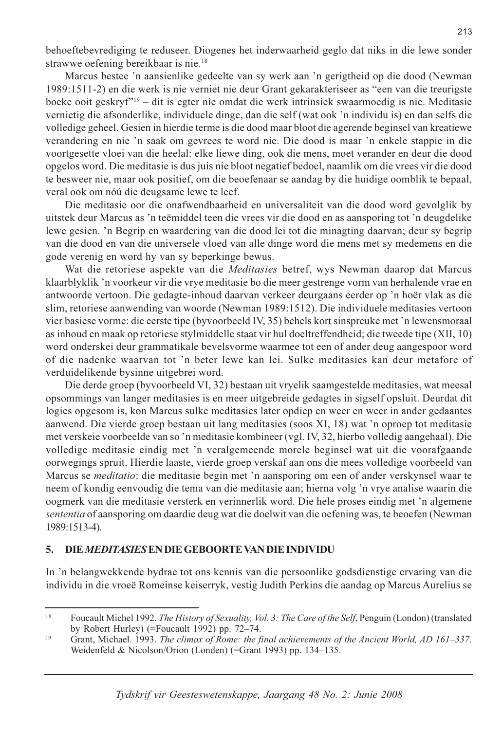behoeftebevrediging te reduseer. Diogenes het inderwaarheid geglo dat niks in die lewe sonder strawwe oefening bereikbaar is nie.[18]

Marcus bestee 'n aansienlike gedeelte van sy werk aan 'n gerigtheid op die dood (Newman 1989:1511-2) en die werk is nie verniet nie deur Grant gekarakteriseer as "een van die treurigste boeke ooit geskryf"[19] – dit is egter nie omdat die werk intrinsiek swaarmoedig is nie. Meditasie vernietig die afsonderlike, individuele dinge, dan die self (wat ook 'n individu is) en dan selfs die volledige geheel. Gesien in hierdie terme is die dood maar bloot die agerende beginsel van kreatiewe verandering en nie 'n saak om gevrees te word nie. Die dood is maar 'n enkele stappie in die voortgesette vloei van die heelal: elke liewe ding, ook die mens, moet verander en deur die dood opgelos word. Die meditasie is dus juis nie bloot negatief bedoel, naamlik om die vrees vir die dood te besweer nie, maar ook positief, om die beoefenaar se aandag by die huidige oomblik te bepaal, veral ook om nóú die deugsame lewe te leef.

Die meditasie oor die onafwendbaarheid en universaliteit van die dood word gevolglik by uitstek deur Marcus as 'n teëmiddel teen die vrees vir die dood en as aansporing tot 'n deugdelike lewe gesien. 'n Begrip en waardering van die dood lei tot die minagting daarvan; deur sy begrip van die dood en van die universele vloed van alle dinge word die mens met sy medemens en die gode verenig en word hy van sy beperkinge bewus.

Wat die retoriese aspekte van die *Meditasies* betref, wys Newman daarop dat Marcus klaarblyklik 'n voorkeur vir die vrye meditasie bo die meer gestrenge vorm van herhalende vrae en antwoorde vertoon. Die gedagte-inhoud daarvan verkeer deurgaans eerder op 'n hoër vlak as die slim, retoriese aanwending van woorde (Newman 1989:1512). Die individuele meditasies vertoon vier basiese vorme: die eerste tipe (byvoorbeeld IV, 35) behels kort sinspreuke met 'n lewensmoraal as inhoud en maak op retoriese stylmiddelle staat vir hul doeltreffendheid; die tweede tipe (XII, 10) word onderskei deur grammatikale bevelsvorme waarmee tot een of ander deug aangespoor word of die nadenke waarvan tot 'n beter lewe kan lei. Sulke meditasies kan deur metafore of verduidelikende bysinne uitgebrei word.

Die derde groep (byvoorbeeld VI, 32) bestaan uit vryelik saamgestelde meditasies, wat meesal opsommings van langer meditasies is en meer uitgebreide gedagtes in sigself opsluit. Deurdat dit logies opgesom is, kon Marcus sulke meditasies later opdiep en weer en weer in ander gedaantes aanwend. Die vierde groep bestaan uit lang meditasies (soos XI, 18) wat 'n oproep tot meditasie met verskeie voorbeelde van so 'n meditasie kombineer (vgl. IV, 32, hierbo volledig aangehaal). Die volledige meditasie eindig met 'n veralgemeende morele beginsel wat uit die voorafgaande oorwegings spruit. Hierdie laaste, vierde groep verskaf aan ons die mees volledige voorbeeld van Marcus se *meditatio*: die meditasie begin met 'n aansporing om een of ander verskynsel waar te neem of kondig eenvoudig die tema van die meditasie aan; hierna volg 'n vrye analise waarin die oogmerk van die meditasie versterk en verinnerlik word. Die hele proses eindig met 'n algemene *sententia* of aansporing om daardie deug wat die doelwit van die oefening was, te beoefen (Newman 1989:1513-4).

## 5. DIE *MEDITASIES* EN DIE GEBOORTE VAN DIE INDIVIDU

In 'n belangwekkende bydrae tot ons kennis van die persoonlike godsdienstige ervaring van die individu in die vroeë Romeinse keiserryk, vestig Judith Perkins die aandag op Marcus Aurelius se

---

[18] Foucault Michel 1992. *The History of Sexuality, Vol. 3: The Care of the Self*, Penguin (London) (translated by Robert Hurley) (=Foucault 1992) pp. 72–74.

[19] Grant, Michael. 1993. *The climax of Rome: the final achievements of the Ancient World, AD 161–337*. Weidenfeld & Nicolson/Orion (Londen) (=Grant 1993) pp. 134–135.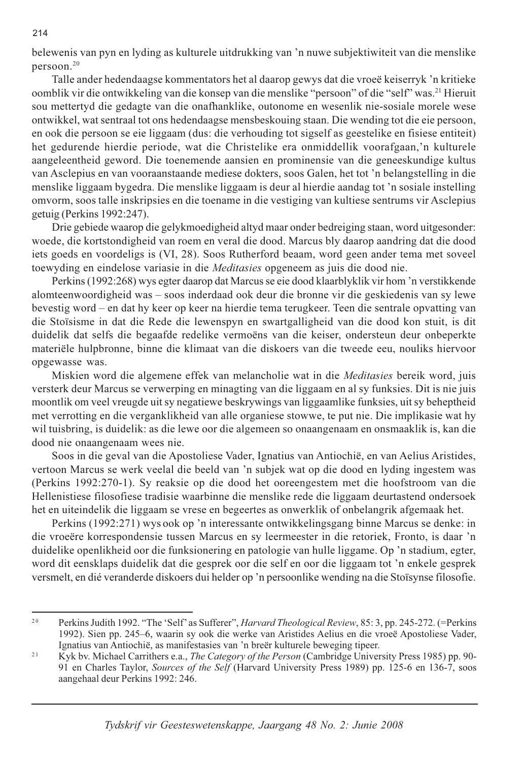belewenis van pyn en lyding as kulturele uitdrukking van ’n nuwe subjektiwiteit van die menslike persoon.[20]

Talle ander hedendaagse kommentators het al daarop gewys dat die vroeë keiserryk ’n kritieke oomblik vir die ontwikkeling van die konsep van die menslike “persoon” of die “self” was.[21] Hieruit sou mettertyd die gedagte van die onafhanklike, outonome en wesenlik nie-sosiale morele wese ontwikkel, wat sentraal tot ons hedendaagse mensbeskouing staan. Die wending tot die eie persoon, en ook die persoon se eie liggaam (dus: die verhouding tot sigself as geestelike en fisiese entiteit) het gedurende hierdie periode, wat die Christelike era onmiddellik voorafgaan,’n kulturele aangeleentheid geword. Die toenemende aansien en prominensie van die geneeskundige kultus van Asclepius en van vooraanstaande mediese dokters, soos Galen, het tot ’n belangstelling in die menslike liggaam bygedra. Die menslike liggaam is deur al hierdie aandag tot ’n sosiale instelling omvorm, soos talle inskripsies en die toename in die vestiging van kultiese sentrums vir Asclepius getuig (Perkins 1992:247).

Drie gebiede waarop die gelykmoedigheid altyd maar onder bedreiging staan, word uitgesonder: woede, die kortstondigheid van roem en veral die dood. Marcus bly daarop aandring dat die dood iets goeds en voordeligs is (VI, 28). Soos Rutherford beaam, word geen ander tema met soveel toewyding en eindelose variasie in die *Meditasies* opgeneem as juis die dood nie.

Perkins (1992:268) wys egter daarop dat Marcus se eie dood klaarblyklik vir hom ’n verstikkende alomteenwoordigheid was – soos inderdaad ook deur die bronne vir die geskiedenis van sy lewe bevestig word – en dat hy keer op keer na hierdie tema terugkeer. Teen die sentrale opvatting van die Stoïsisme in dat die Rede die lewenspyn en swartgalligheid van die dood kon stuit, is dit duidelik dat selfs die begaafde redelike vermoëns van die keiser, ondersteun deur onbeperkte materiële hulpbronne, binne die klimaat van die diskoers van die tweede eeu, nouliks hiervoor opgewasse was.

Miskien word die algemene effek van melancholie wat in die *Meditasies* bereik word, juis versterk deur Marcus se verwerping en minagting van die liggaam en al sy funksies. Dit is nie juis moontlik om veel vreugde uit sy negatiewe beskrywings van liggaamlike funksies, uit sy beheptheid met verrotting en die verganklikheid van alle organiese stowwe, te put nie. Die implikasie wat hy wil tuisbring, is duidelik: as die lewe oor die algemeen so onaangenaam en onsmaaklik is, kan die dood nie onaangenaam wees nie.

Soos in die geval van die Apostoliese Vader, Ignatius van Antiochië, en van Aelius Aristides, vertoon Marcus se werk veelal die beeld van ’n subjek wat op die dood en lyding ingestem was (Perkins 1992:270-1). Sy reaksie op die dood het ooreengestem met die hoofstroom van die Hellenistiese filosofiese tradisie waarbinne die menslike rede die liggaam deurtastend ondersoek het en uiteindelik die liggaam se vrese en begeertes as onwerklik of onbelangrik afgemaak het.

Perkins (1992:271) wys ook op ’n interessante ontwikkelingsgang binne Marcus se denke: in die vroeëre korrespondensie tussen Marcus en sy leermeester in die retoriek, Fronto, is daar ’n duidelike openlikheid oor die funksionering en patologie van hulle liggame. Op ’n stadium, egter, word dit eensklaps duidelik dat die gesprek oor die self en oor die liggaam tot ’n enkele gesprek versmelt, en dié veranderde diskoers dui helder op ’n persoonlike wending na die Stoïsynse filosofie.

---

[20] Perkins Judith 1992. “The ‘Self’ as Sufferer”, *Harvard Theological Review*, 85: 3, pp. 245-272. (=Perkins 1992). Sien pp. 245–6, waarin sy ook die werke van Aristides Aelius en die vroeë Apostoliese Vader, Ignatius van Antiochië, as manifestasies van ’n breër kulturele beweging tipeer.

[21] Kyk bv. Michael Carrithers e.a., *The Category of the Person* (Cambridge University Press 1985) pp. 90-91 en Charles Taylor, *Sources of the Self* (Harvard University Press 1989) pp. 125-6 en 136-7, soos aangehaal deur Perkins 1992: 246.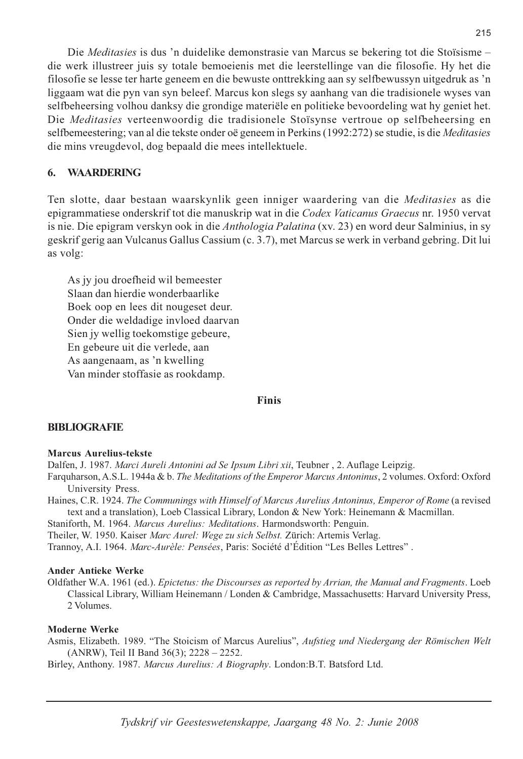Die *Meditasies* is dus 'n duidelike demonstrasie van Marcus se bekering tot die Stoïsisme – die werk illustreer juis sy totale bemoeienis met die leerstellinge van die filosofie. Hy het die filosofie se lesse ter harte geneem en die bewuste onttrekking aan sy selfbewussyn uitgedruk as 'n liggaam wat die pyn van syn beleef. Marcus kon slegs sy aanhang van die tradisionele wyses van selfbeheersing volhou danksy die grondige materiële en politieke bevoordeling wat hy geniet het. Die *Meditasies* verteenwoordig die tradisionele Stoïsynse vertroue op selfbeheersing en selfbemeestering; van al die tekste onder oë geneem in Perkins (1992:272) se studie, is die *Meditasies* die mins vreugdevol, dog bepaald die mees intellektuele.

## 6. WAARDERING

Ten slotte, daar bestaan waarskynlik geen inniger waardering van die *Meditasies* as die epigrammatiese onderskrif tot die manuskrip wat in die *Codex Vaticanus Graecus* nr. 1950 vervat is nie. Die epigram verskyn ook in die *Anthologia Palatina* (xv. 23) en word deur Salminius, in sy geskrif gerig aan Vulcanus Gallus Cassium (c. 3.7), met Marcus se werk in verband gebring. Dit lui as volg:

> As jy jou droefheid wil bemeester
> Slaan dan hierdie wonderbaarlike
> Boek oop en lees dit nougeset deur.
> Onder die weldadige invloed daarvan
> Sien jy wellig toekomstige gebeure,
> En gebeure uit die verlede, aan
> As aangenaam, as 'n kwelling
> Van minder stoffasie as rookdamp.

**Finis**

## BIBLIOGRAFIE

**Marcus Aurelius-tekste**

Dalfen, J. 1987. *Marci Aureli Antonini ad Se Ipsum Libri xii*, Teubner , 2. Auflage Leipzig.

Farquharson, A.S.L. 1944a & b. *The Meditations of the Emperor Marcus Antoninus*, 2 volumes. Oxford: Oxford University Press.

Haines, C.R. 1924. *The Communings with Himself of Marcus Aurelius Antoninus, Emperor of Rome* (a revised text and a translation), Loeb Classical Library, London & New York: Heinemann & Macmillan.

Staniforth, M. 1964. *Marcus Aurelius: Meditations*. Harmondsworth: Penguin.

Theiler, W. 1950. Kaiser *Marc Aurel: Wege zu sich Selbst.* Zürich: Artemis Verlag.

Trannoy, A.I. 1964. *Marc-Aurèle: Pensées*, Paris: Société d'Édition "Les Belles Lettres" .

**Ander Antieke Werke**

Oldfather W.A. 1961 (ed.). *Epictetus: the Discourses as reported by Arrian, the Manual and Fragments*. Loeb Classical Library, William Heinemann / Londen & Cambridge, Massachusetts: Harvard University Press, 2 Volumes.

**Moderne Werke**

Asmis, Elizabeth. 1989. "The Stoicism of Marcus Aurelius", *Aufstieg und Niedergang der Römischen Welt* (ANRW), Teil II Band 36(3); 2228 – 2252.

Birley, Anthony. 1987. *Marcus Aurelius: A Biography*. London:B.T. Batsford Ltd.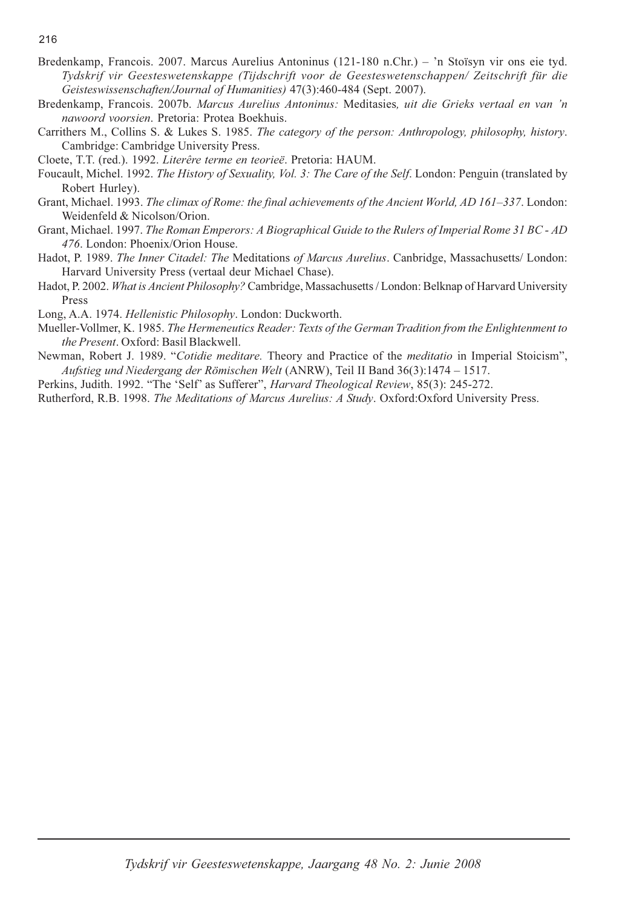Bredenkamp, Francois. 2007. Marcus Aurelius Antoninus (121-180 n.Chr.) – 'n Stoïsyn vir ons eie tyd. *Tydskrif vir Geesteswetenskappe (Tijdschrift voor de Geesteswetenschappen/ Zeitschrift für die Geisteswissenschaften/Journal of Humanities)* 47(3):460-484 (Sept. 2007).

Bredenkamp, Francois. 2007b. *Marcus Aurelius Antoninus:* Meditasies*, uit die Grieks vertaal en van 'n nawoord voorsien*. Pretoria: Protea Boekhuis.

Carrithers M., Collins S. & Lukes S. 1985. *The category of the person: Anthropology, philosophy, history*. Cambridge: Cambridge University Press.

Cloete, T.T. (red.). 1992. *Literêre terme en teorieë*. Pretoria: HAUM.

Foucault, Michel. 1992. *The History of Sexuality, Vol. 3: The Care of the Self*. London: Penguin (translated by Robert Hurley).

Grant, Michael. 1993. *The climax of Rome: the final achievements of the Ancient World, AD 161–337*. London: Weidenfeld & Nicolson/Orion.

Grant, Michael. 1997. *The Roman Emperors: A Biographical Guide to the Rulers of Imperial Rome 31 BC - AD 476*. London: Phoenix/Orion House.

Hadot, P. 1989. *The Inner Citadel: The* Meditations *of Marcus Aurelius*. Canbridge, Massachusetts/ London: Harvard University Press (vertaal deur Michael Chase).

Hadot, P. 2002. *What is Ancient Philosophy?* Cambridge, Massachusetts / London: Belknap of Harvard University Press

Long, A.A. 1974. *Hellenistic Philosophy*. London: Duckworth.

Mueller-Vollmer, K. 1985. *The Hermeneutics Reader: Texts of the German Tradition from the Enlightenment to the Present*. Oxford: Basil Blackwell.

Newman, Robert J. 1989. "*Cotidie meditare.* Theory and Practice of the *meditatio* in Imperial Stoicism", *Aufstieg und Niedergang der Römischen Welt* (ANRW), Teil II Band 36(3):1474 – 1517.

Perkins, Judith. 1992. "The 'Self' as Sufferer", *Harvard Theological Review*, 85(3): 245-272.

Rutherford, R.B. 1998. *The Meditations of Marcus Aurelius: A Study*. Oxford:Oxford University Press.